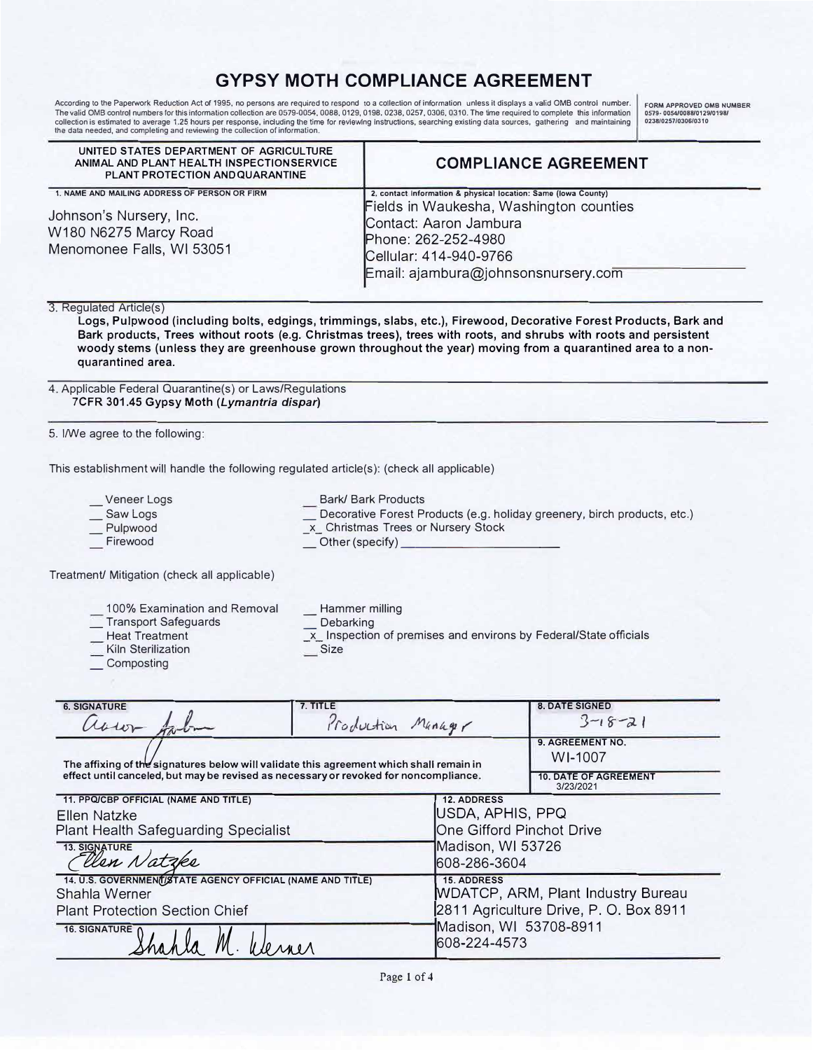# GYPSY MOTH COMPLIANCE AGREEMENT

According to the Paperwork Reduction Act of 1995, no persons are required to respond to a collection of information unless it displays a valid OMB control number. The valid OMB control numbers for this information collection are 0579-0054, 0088, 0129, 0198, 0238, 0257, 0306, 0310. The time required to complete this information collection is estimated to average 1.25 hours per response, including the time for reviewing instructions, searching existing data sources, gathering and maintaining the data needed, and completing and reviewing the collection of information.

FORM APPROVED OMB NUMBER 0579-0054/0088/0129/0198/0238/0257/0306/0310

| UNITED STATES DEPARTMENT OF AGRICULTURE ANIMAL AND PLANT HEALTH INSPECTION SERVICE PLANT PROTECTION AND QUARANTINE | **COMPLIANCE AGREEMENT** |
|---|---|
| 1. NAME AND MAILING ADDRESS OF PERSON OR FIRM<br>Johnson's Nursery, Inc.<br>W180 N6275 Marcy Road<br>Menomonee Falls, WI 53051 | 2. contact information & physical location: Same (Iowa County)<br>Fields in Waukesha, Washington counties<br>Contact: Aaron Jambura<br>Phone: 262-252-4980<br>Cellular: 414-940-9766<br>Email: ajambura@johnsonsnursery.com |

3. Regulated Article(s)

**Logs, Pulpwood (including bolts, edgings, trimmings, slabs, etc.), Firewood, Decorative Forest Products, Bark and Bark products, Trees without roots (e.g. Christmas trees), trees with roots, and shrubs with roots and persistent woody stems (unless they are greenhouse grown throughout the year) moving from a quarantined area to a non-quarantined area.**

4. Applicable Federal Quarantine(s) or Laws/Regulations
**7CFR 301.45 Gypsy Moth (*Lymantria dispar*)**

5. I/We agree to the following:

This establishment will handle the following regulated article(s): (check all applicable)

- __ Veneer Logs
- __ Saw Logs
- __ Pulpwood
- __ Firewood
- __ Bark/ Bark Products
- __ Decorative Forest Products (e.g. holiday greenery, birch products, etc.)
- _x_ Christmas Trees or Nursery Stock
- __ Other (specify) ________

Treatment/ Mitigation (check all applicable)

- __ 100% Examination and Removal
- __ Transport Safeguards
- __ Heat Treatment
- __ Kiln Sterilization
- __ Composting
- __ Hammer milling
- __ Debarking
- _x_ Inspection of premises and environs by Federal/State officials
- __ Size

| 6. SIGNATURE | 7. TITLE | 8. DATE SIGNED |
|---|---|---|
| Aaron Jambura (signature) | Production Manager | 3-18-21 |

The affixing of the signatures below will validate this agreement which shall remain in effect until canceled, but may be revised as necessary or revoked for noncompliance.

9. AGREEMENT NO.: WI-1007

10. DATE OF AGREEMENT: 3/23/2021

| 11. PPQ/CBP OFFICIAL (NAME AND TITLE) | 12. ADDRESS |
|---|---|
| Ellen Natzke<br>Plant Health Safeguarding Specialist<br>13. SIGNATURE: Ellen Natzke (signature) | USDA, APHIS, PPQ<br>One Gifford Pinchot Drive<br>Madison, WI 53726<br>608-286-3604 |
| **14. U.S. GOVERNMENT/STATE AGENCY OFFICIAL (NAME AND TITLE)** | **15. ADDRESS** |
| Shahla Werner<br>Plant Protection Section Chief<br>16. SIGNATURE: Shahla M. Werner (signature) | WDATCP, ARM, Plant Industry Bureau<br>2811 Agriculture Drive, P. O. Box 8911<br>Madison, WI 53708-8911<br>608-224-4573 |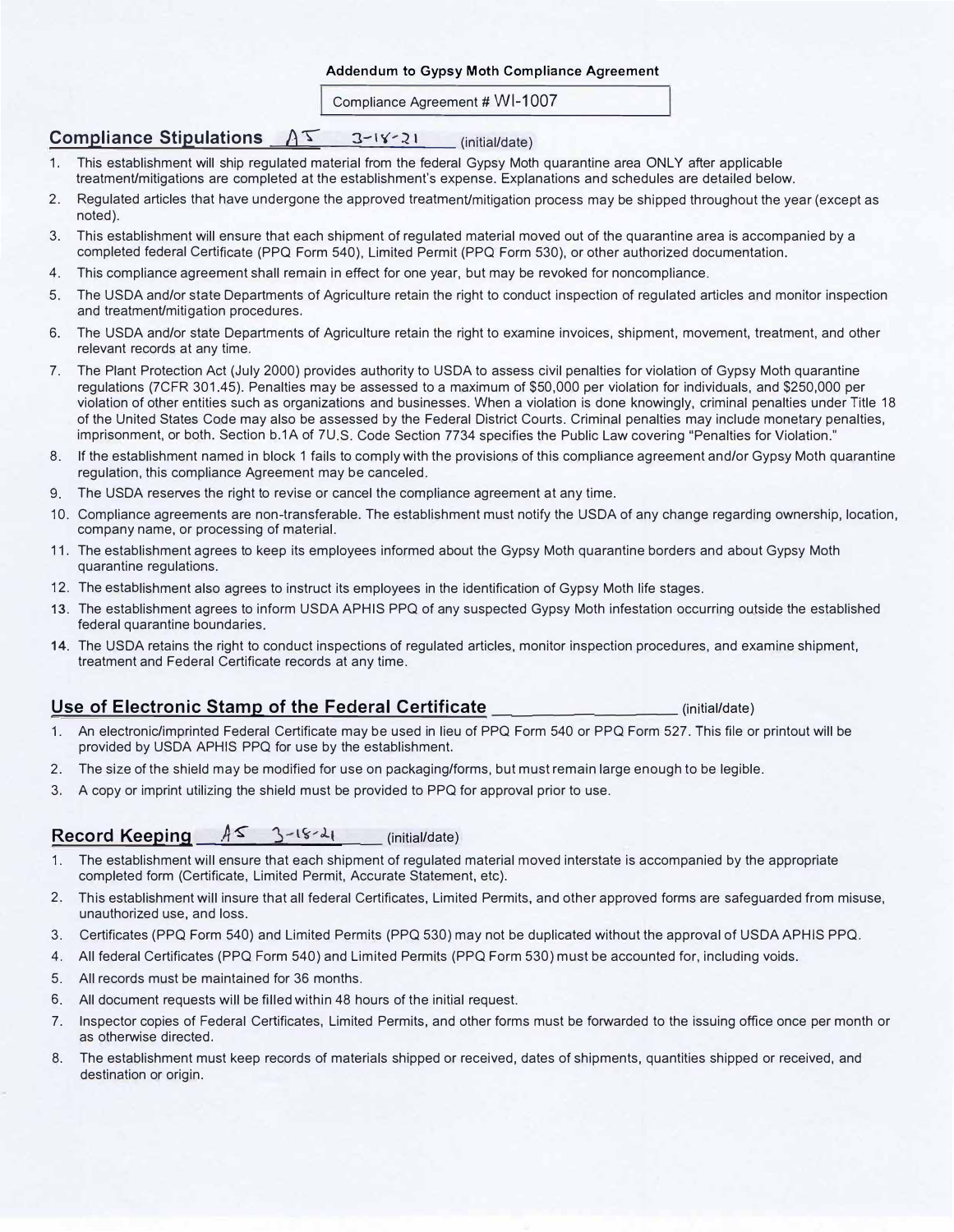**Addendum to Gypsy Moth Compliance Agreement**

Compliance Agreement # WI-1007

## Compliance Stipulations AS 3-18-21 (initial/date)

1. This establishment will ship regulated material from the federal Gypsy Moth quarantine area ONLY after applicable treatment/mitigations are completed at the establishment's expense. Explanations and schedules are detailed below.
2. Regulated articles that have undergone the approved treatment/mitigation process may be shipped throughout the year (except as noted).
3. This establishment will ensure that each shipment of regulated material moved out of the quarantine area is accompanied by a completed federal Certificate (PPQ Form 540), Limited Permit (PPQ Form 530), or other authorized documentation.
4. This compliance agreement shall remain in effect for one year, but may be revoked for noncompliance.
5. The USDA and/or state Departments of Agriculture retain the right to conduct inspection of regulated articles and monitor inspection and treatment/mitigation procedures.
6. The USDA and/or state Departments of Agriculture retain the right to examine invoices, shipment, movement, treatment, and other relevant records at any time.
7. The Plant Protection Act (July 2000) provides authority to USDA to assess civil penalties for violation of Gypsy Moth quarantine regulations (7CFR 301.45). Penalties may be assessed to a maximum of $50,000 per violation for individuals, and $250,000 per violation of other entities such as organizations and businesses. When a violation is done knowingly, criminal penalties under Title 18 of the United States Code may also be assessed by the Federal District Courts. Criminal penalties may include monetary penalties, imprisonment, or both. Section b.1A of 7U.S. Code Section 7734 specifies the Public Law covering "Penalties for Violation."
8. If the establishment named in block 1 fails to comply with the provisions of this compliance agreement and/or Gypsy Moth quarantine regulation, this compliance Agreement may be canceled.
9. The USDA reserves the right to revise or cancel the compliance agreement at any time.
10. Compliance agreements are non-transferable. The establishment must notify the USDA of any change regarding ownership, location, company name, or processing of material.
11. The establishment agrees to keep its employees informed about the Gypsy Moth quarantine borders and about Gypsy Moth quarantine regulations.
12. The establishment also agrees to instruct its employees in the identification of Gypsy Moth life stages.
13. The establishment agrees to inform USDA APHIS PPQ of any suspected Gypsy Moth infestation occurring outside the established federal quarantine boundaries.
14. The USDA retains the right to conduct inspections of regulated articles, monitor inspection procedures, and examine shipment, treatment and Federal Certificate records at any time.

## Use of Electronic Stamp of the Federal Certificate ____________ (initial/date)

1. An electronic/imprinted Federal Certificate may be used in lieu of PPQ Form 540 or PPQ Form 527. This file or printout will be provided by USDA APHIS PPQ for use by the establishment.
2. The size of the shield may be modified for use on packaging/forms, but must remain large enough to be legible.
3. A copy or imprint utilizing the shield must be provided to PPQ for approval prior to use.

## Record Keeping AS 3-18-21 (initial/date)

1. The establishment will ensure that each shipment of regulated material moved interstate is accompanied by the appropriate completed form (Certificate, Limited Permit, Accurate Statement, etc).
2. This establishment will insure that all federal Certificates, Limited Permits, and other approved forms are safeguarded from misuse, unauthorized use, and loss.
3. Certificates (PPQ Form 540) and Limited Permits (PPQ 530) may not be duplicated without the approval of USDA APHIS PPQ.
4. All federal Certificates (PPQ Form 540) and Limited Permits (PPQ Form 530) must be accounted for, including voids.
5. All records must be maintained for 36 months.
6. All document requests will be filled within 48 hours of the initial request.
7. Inspector copies of Federal Certificates, Limited Permits, and other forms must be forwarded to the issuing office once per month or as otherwise directed.
8. The establishment must keep records of materials shipped or received, dates of shipments, quantities shipped or received, and destination or origin.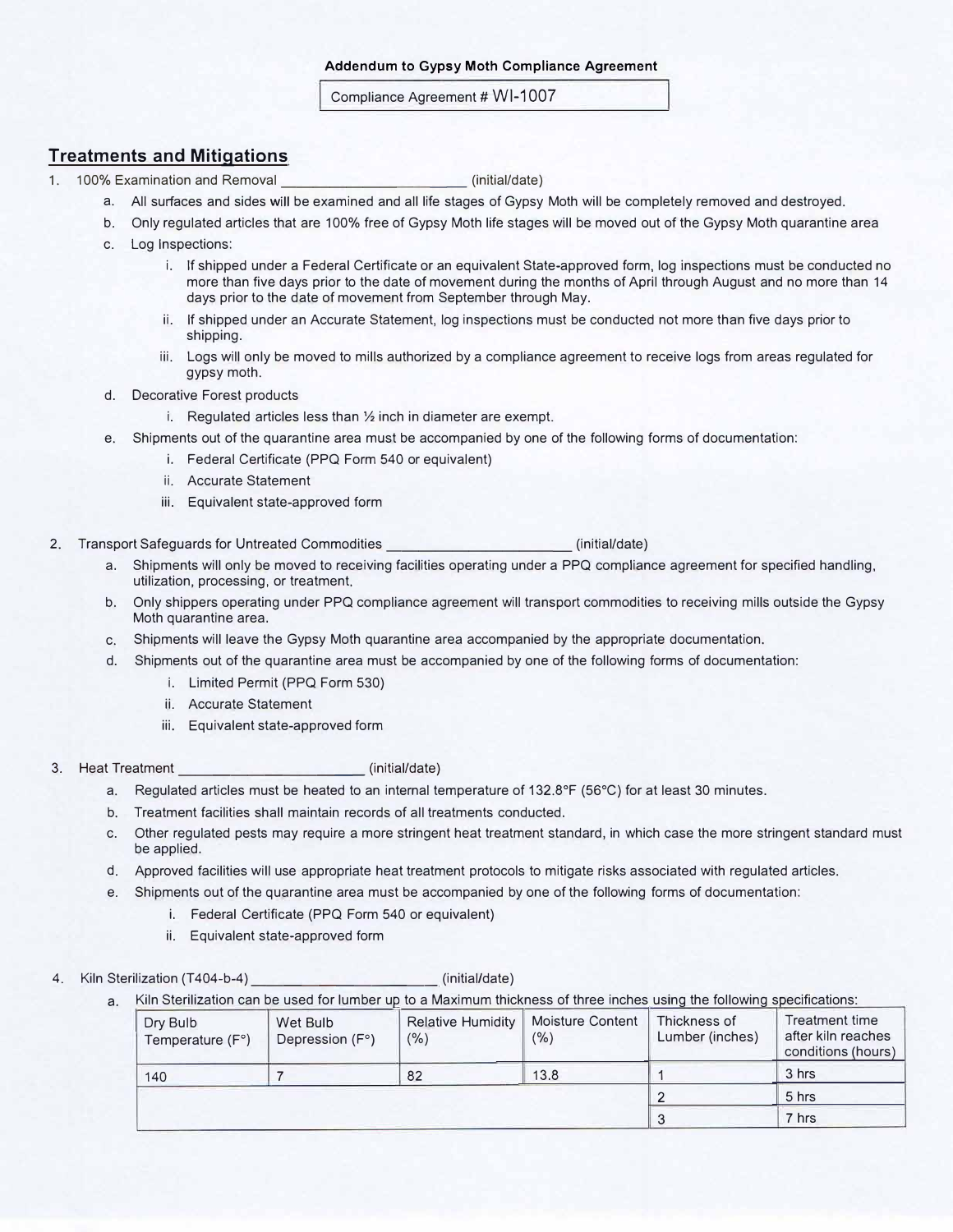**Addendum to Gypsy Moth Compliance Agreement**

Compliance Agreement # WI-1007

## Treatments and Mitigations

1. 100% Examination and Removal _______________________ (initial/date)
   a. All surfaces and sides will be examined and all life stages of Gypsy Moth will be completely removed and destroyed.
   b. Only regulated articles that are 100% free of Gypsy Moth life stages will be moved out of the Gypsy Moth quarantine area
   c. Log Inspections:
      i. If shipped under a Federal Certificate or an equivalent State-approved form, log inspections must be conducted no more than five days prior to the date of movement during the months of April through August and no more than 14 days prior to the date of movement from September through May.
      ii. If shipped under an Accurate Statement, log inspections must be conducted not more than five days prior to shipping.
      iii. Logs will only be moved to mills authorized by a compliance agreement to receive logs from areas regulated for gypsy moth.
   d. Decorative Forest products
      i. Regulated articles less than ½ inch in diameter are exempt.
   e. Shipments out of the quarantine area must be accompanied by one of the following forms of documentation:
      i. Federal Certificate (PPQ Form 540 or equivalent)
      ii. Accurate Statement
      iii. Equivalent state-approved form

2. Transport Safeguards for Untreated Commodities _______________________ (initial/date)
   a. Shipments will only be moved to receiving facilities operating under a PPQ compliance agreement for specified handling, utilization, processing, or treatment.
   b. Only shippers operating under PPQ compliance agreement will transport commodities to receiving mills outside the Gypsy Moth quarantine area.
   c. Shipments will leave the Gypsy Moth quarantine area accompanied by the appropriate documentation.
   d. Shipments out of the quarantine area must be accompanied by one of the following forms of documentation:
      i. Limited Permit (PPQ Form 530)
      ii. Accurate Statement
      iii. Equivalent state-approved form

3. Heat Treatment _______________________ (initial/date)
   a. Regulated articles must be heated to an internal temperature of 132.8°F (56°C) for at least 30 minutes.
   b. Treatment facilities shall maintain records of all treatments conducted.
   c. Other regulated pests may require a more stringent heat treatment standard, in which case the more stringent standard must be applied.
   d. Approved facilities will use appropriate heat treatment protocols to mitigate risks associated with regulated articles.
   e. Shipments out of the quarantine area must be accompanied by one of the following forms of documentation:
      i. Federal Certificate (PPQ Form 540 or equivalent)
      ii. Equivalent state-approved form

4. Kiln Sterilization (T404-b-4) _______________________ (initial/date)
   a. Kiln Sterilization can be used for lumber up to a Maximum thickness of three inches using the following specifications:

| Dry Bulb Temperature (F°) | Wet Bulb Depression (F°) | Relative Humidity (%) | Moisture Content (%) | Thickness of Lumber (inches) | Treatment time after kiln reaches conditions (hours) |
|---|---|---|---|---|---|
| 140 | 7 | 82 | 13.8 | 1 | 3 hrs |
| | | | | 2 | 5 hrs |
| | | | | 3 | 7 hrs |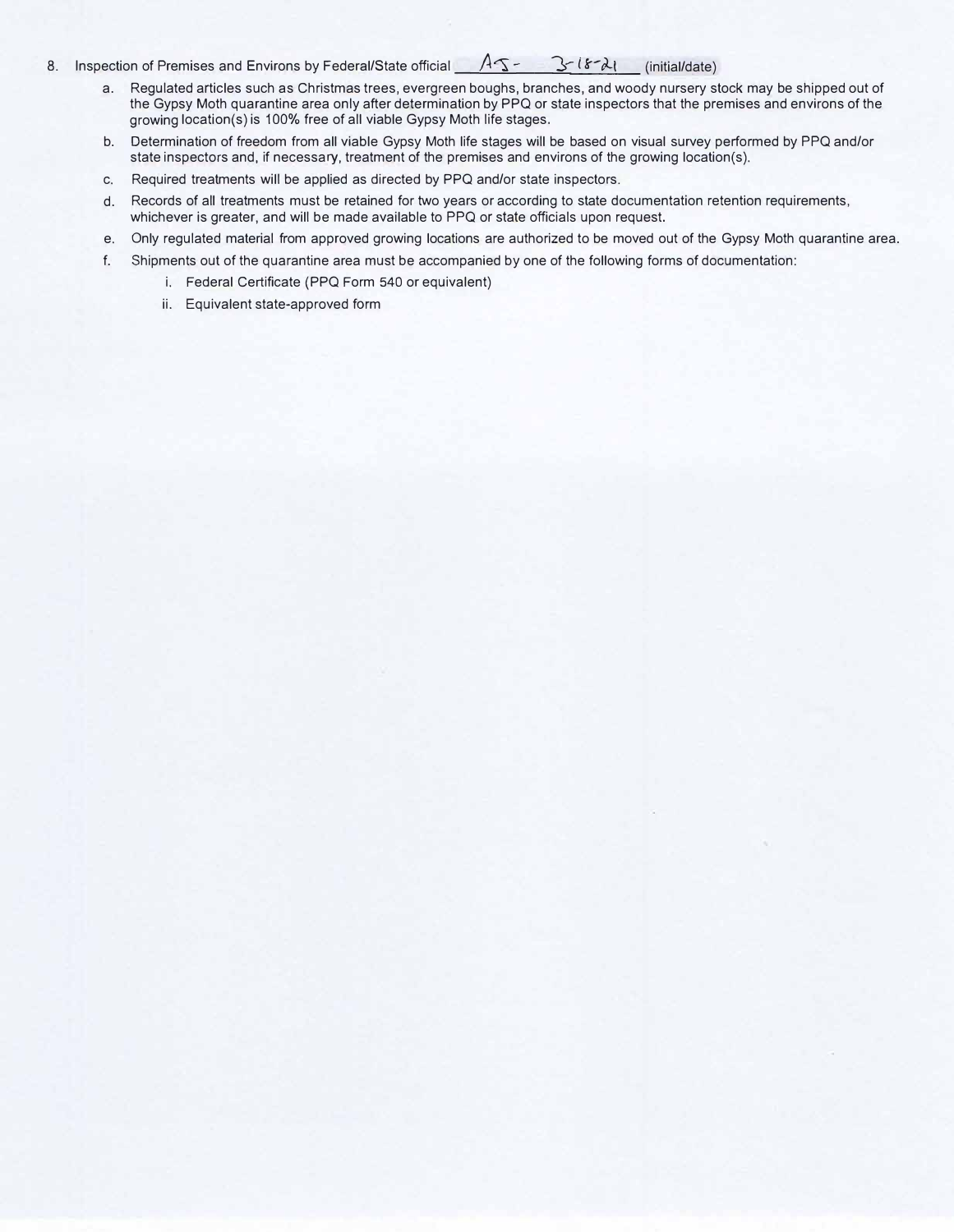8. Inspection of Premises and Environs by Federal/State official AS - 3-18-21 (initial/date)
   a. Regulated articles such as Christmas trees, evergreen boughs, branches, and woody nursery stock may be shipped out of the Gypsy Moth quarantine area only after determination by PPQ or state inspectors that the premises and environs of the growing location(s) is 100% free of all viable Gypsy Moth life stages.
   b. Determination of freedom from all viable Gypsy Moth life stages will be based on visual survey performed by PPQ and/or state inspectors and, if necessary, treatment of the premises and environs of the growing location(s).
   c. Required treatments will be applied as directed by PPQ and/or state inspectors.
   d. Records of all treatments must be retained for two years or according to state documentation retention requirements, whichever is greater, and will be made available to PPQ or state officials upon request.
   e. Only regulated material from approved growing locations are authorized to be moved out of the Gypsy Moth quarantine area.
   f. Shipments out of the quarantine area must be accompanied by one of the following forms of documentation:
      i. Federal Certificate (PPQ Form 540 or equivalent)
      ii. Equivalent state-approved form